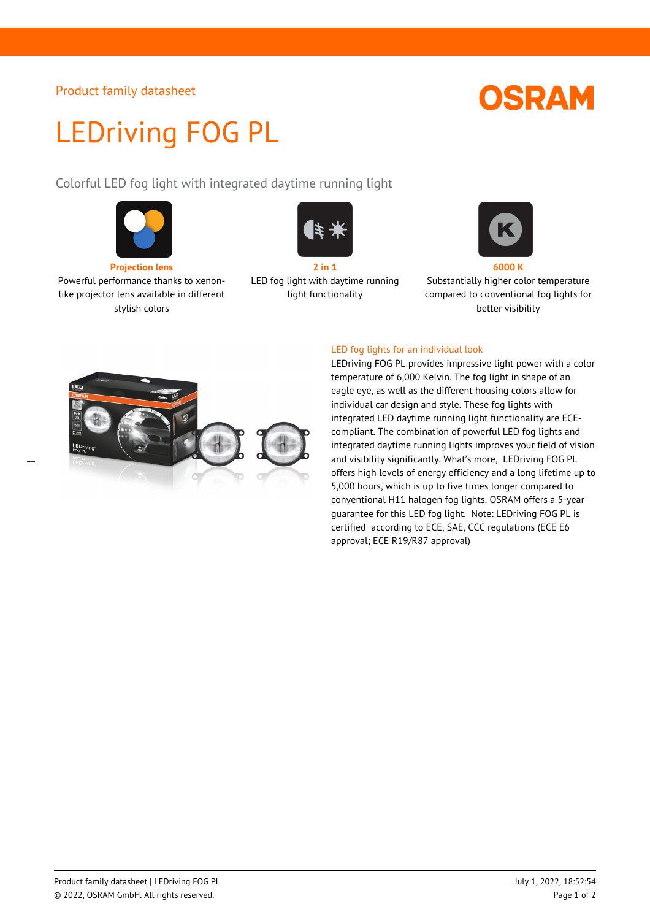Product family datasheet

# LEDriving FOG PL

## Colorful LED fog light with integrated daytime running light

**Projection lens**
Powerful performance thanks to xenon-like projector lens available in different stylish colors

**2 in 1**
LED fog light with daytime running light functionality

**6000 K**
Substantially higher color temperature compared to conventional fog lights for better visibility

### LED fog lights for an individual look

LEDriving FOG PL provides impressive light power with a color temperature of 6,000 Kelvin. The fog light in shape of an eagle eye, as well as the different housing colors allow for individual car design and style. These fog lights with integrated LED daytime running light functionality are ECE-compliant. The combination of powerful LED fog lights and integrated daytime running lights improves your field of vision and visibility significantly. What's more, LEDriving FOG PL offers high levels of energy efficiency and a long lifetime up to 5,000 hours, which is up to five times longer compared to conventional H11 halogen fog lights. OSRAM offers a 5-year guarantee for this LED fog light. Note: LEDriving FOG PL is certified according to ECE, SAE, CCC regulations (ECE E6 approval; ECE R19/R87 approval)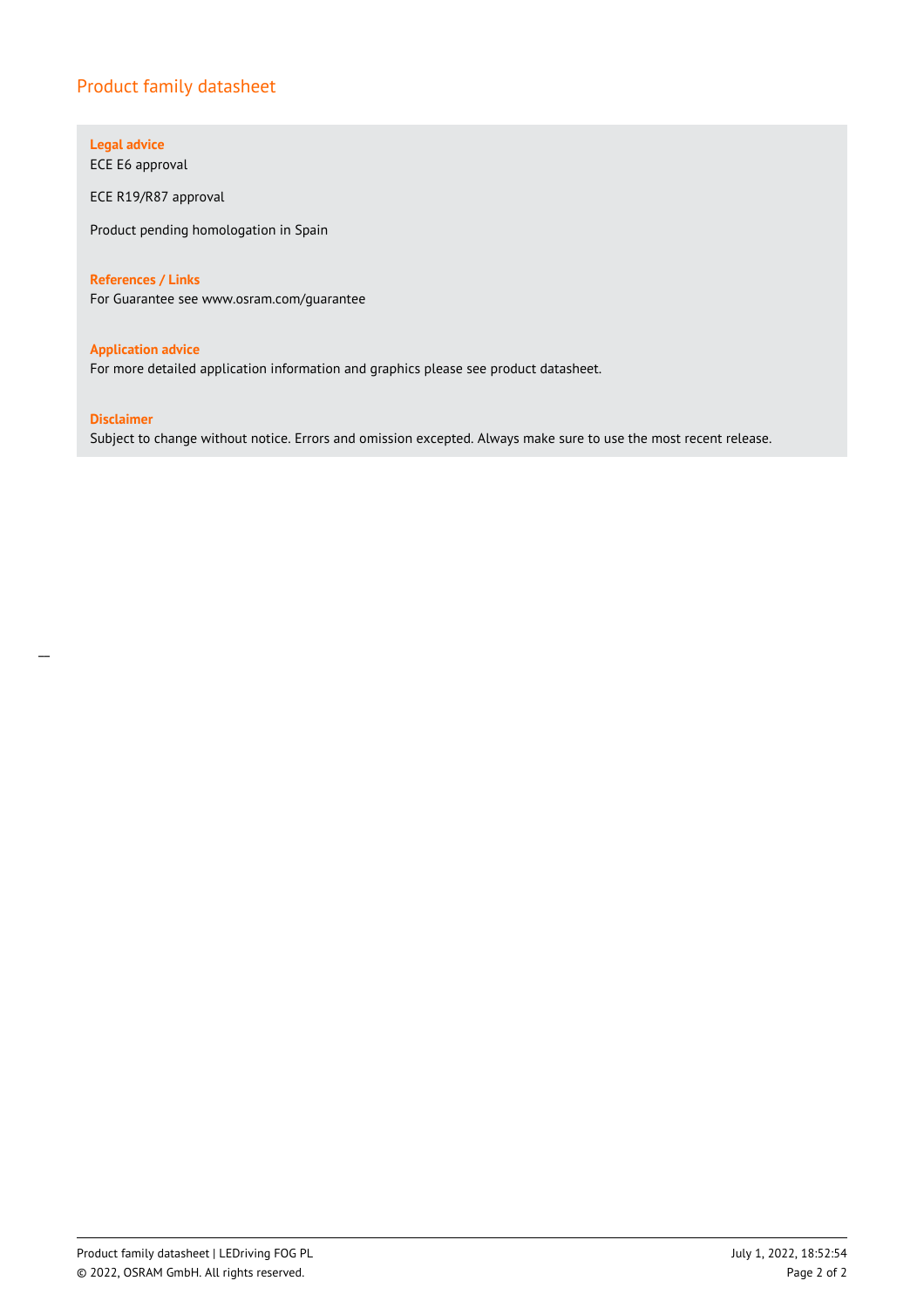## Product family datasheet

### Legal advice

ECE E6 approval

ECE R19/R87 approval

Product pending homologation in Spain

### References / Links

For Guarantee see www.osram.com/guarantee

### Application advice

For more detailed application information and graphics please see product datasheet.

### Disclaimer

Subject to change without notice. Errors and omission excepted. Always make sure to use the most recent release.